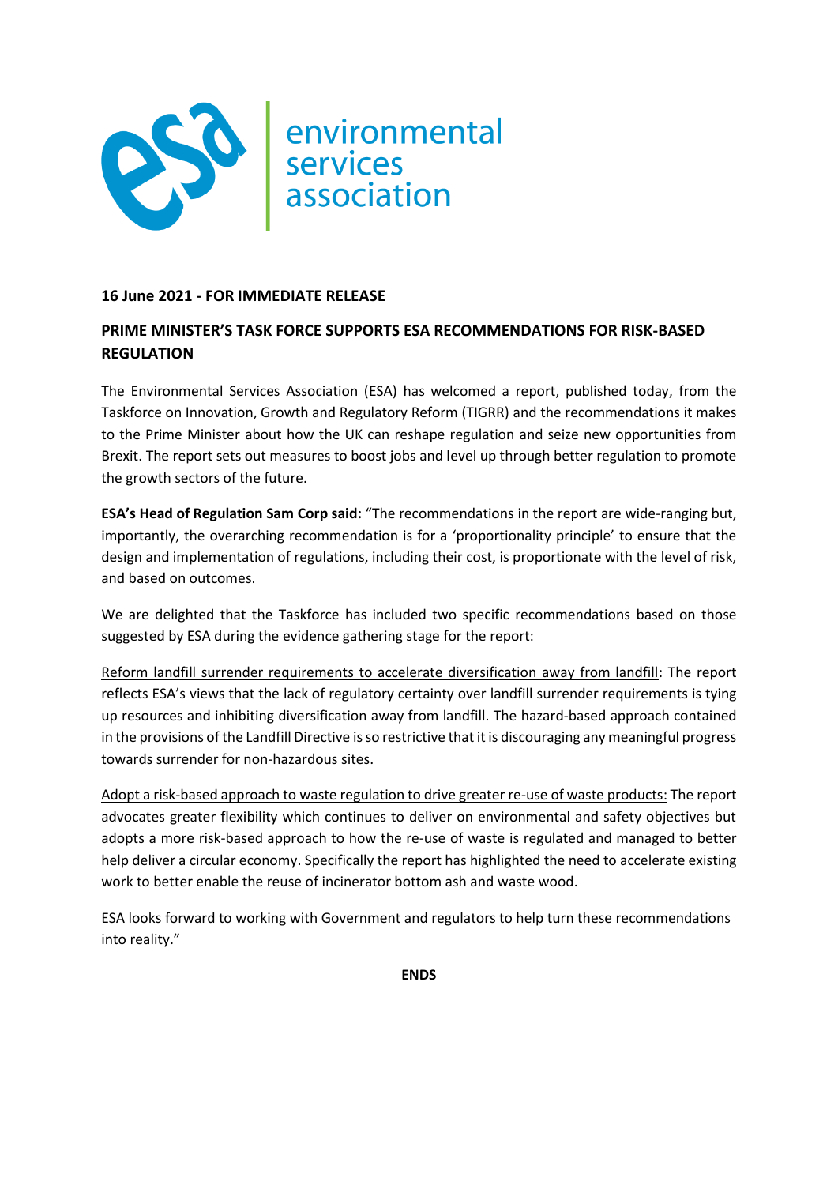environmental services association

**16 June 2021 - FOR IMMEDIATE RELEASE**

**PRIME MINISTER'S TASK FORCE SUPPORTS ESA RECOMMENDATIONS FOR RISK-BASED REGULATION**

The Environmental Services Association (ESA) has welcomed a report, published today, from the Taskforce on Innovation, Growth and Regulatory Reform (TIGRR) and the recommendations it makes to the Prime Minister about how the UK can reshape regulation and seize new opportunities from Brexit. The report sets out measures to boost jobs and level up through better regulation to promote the growth sectors of the future.

**ESA's Head of Regulation Sam Corp said:** "The recommendations in the report are wide-ranging but, importantly, the overarching recommendation is for a 'proportionality principle' to ensure that the design and implementation of regulations, including their cost, is proportionate with the level of risk, and based on outcomes.

We are delighted that the Taskforce has included two specific recommendations based on those suggested by ESA during the evidence gathering stage for the report:

Reform landfill surrender requirements to accelerate diversification away from landfill: The report reflects ESA's views that the lack of regulatory certainty over landfill surrender requirements is tying up resources and inhibiting diversification away from landfill. The hazard-based approach contained in the provisions of the Landfill Directive is so restrictive that it is discouraging any meaningful progress towards surrender for non-hazardous sites.

Adopt a risk-based approach to waste regulation to drive greater re-use of waste products: The report advocates greater flexibility which continues to deliver on environmental and safety objectives but adopts a more risk-based approach to how the re-use of waste is regulated and managed to better help deliver a circular economy. Specifically the report has highlighted the need to accelerate existing work to better enable the reuse of incinerator bottom ash and waste wood.

ESA looks forward to working with Government and regulators to help turn these recommendations into reality."

**ENDS**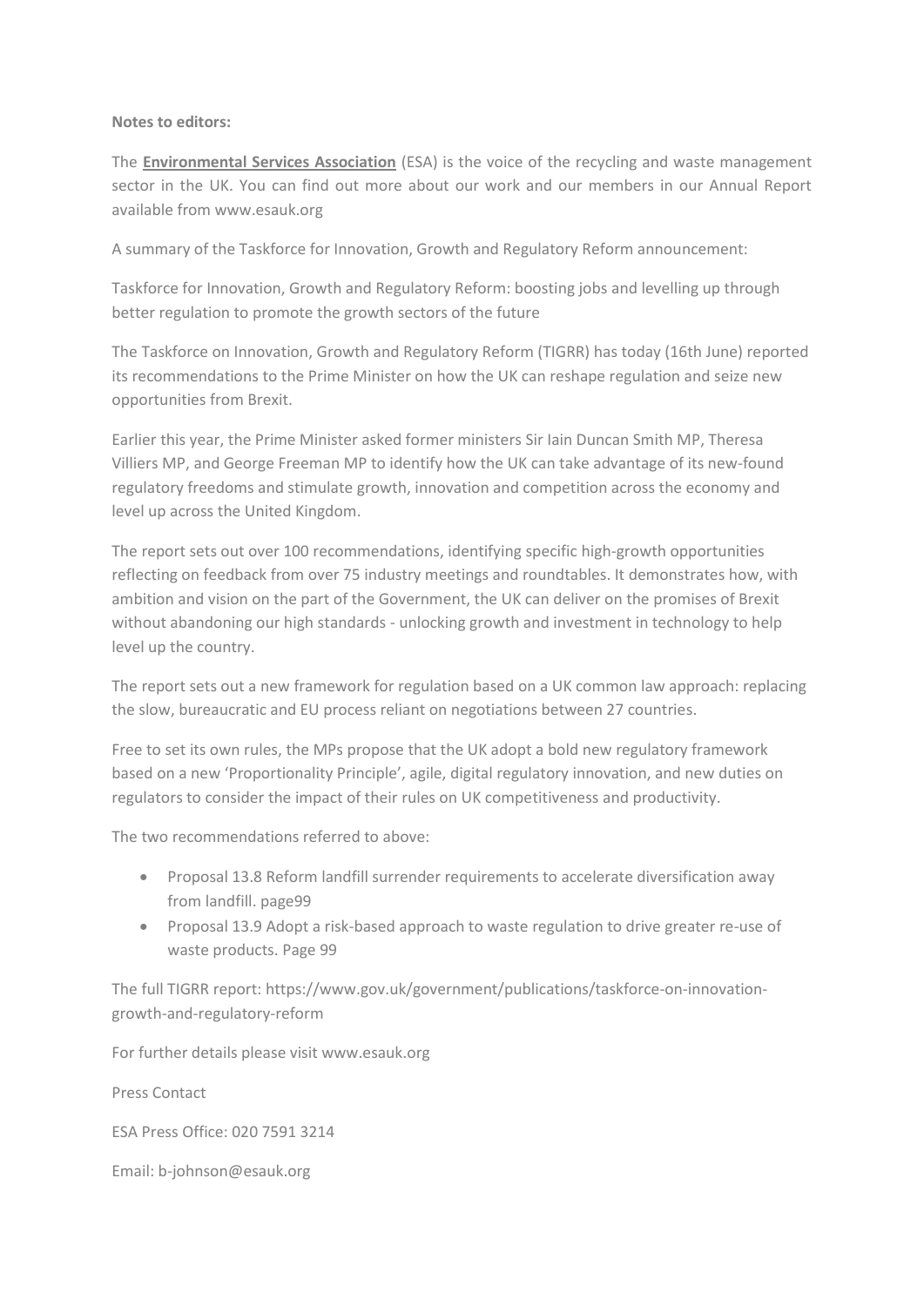**Notes to editors:**

The **Environmental Services Association** (ESA) is the voice of the recycling and waste management sector in the UK. You can find out more about our work and our members in our Annual Report available from www.esauk.org

A summary of the Taskforce for Innovation, Growth and Regulatory Reform announcement:

Taskforce for Innovation, Growth and Regulatory Reform: boosting jobs and levelling up through better regulation to promote the growth sectors of the future

The Taskforce on Innovation, Growth and Regulatory Reform (TIGRR) has today (16th June) reported its recommendations to the Prime Minister on how the UK can reshape regulation and seize new opportunities from Brexit.

Earlier this year, the Prime Minister asked former ministers Sir Iain Duncan Smith MP, Theresa Villiers MP, and George Freeman MP to identify how the UK can take advantage of its new-found regulatory freedoms and stimulate growth, innovation and competition across the economy and level up across the United Kingdom.

The report sets out over 100 recommendations, identifying specific high-growth opportunities reflecting on feedback from over 75 industry meetings and roundtables. It demonstrates how, with ambition and vision on the part of the Government, the UK can deliver on the promises of Brexit without abandoning our high standards - unlocking growth and investment in technology to help level up the country.

The report sets out a new framework for regulation based on a UK common law approach: replacing the slow, bureaucratic and EU process reliant on negotiations between 27 countries.

Free to set its own rules, the MPs propose that the UK adopt a bold new regulatory framework based on a new 'Proportionality Principle', agile, digital regulatory innovation, and new duties on regulators to consider the impact of their rules on UK competitiveness and productivity.

The two recommendations referred to above:

- Proposal 13.8 Reform landfill surrender requirements to accelerate diversification away from landfill. page99
- Proposal 13.9 Adopt a risk-based approach to waste regulation to drive greater re-use of waste products. Page 99

The full TIGRR report: https://www.gov.uk/government/publications/taskforce-on-innovation-growth-and-regulatory-reform

For further details please visit www.esauk.org

Press Contact

ESA Press Office: 020 7591 3214

Email: b-johnson@esauk.org